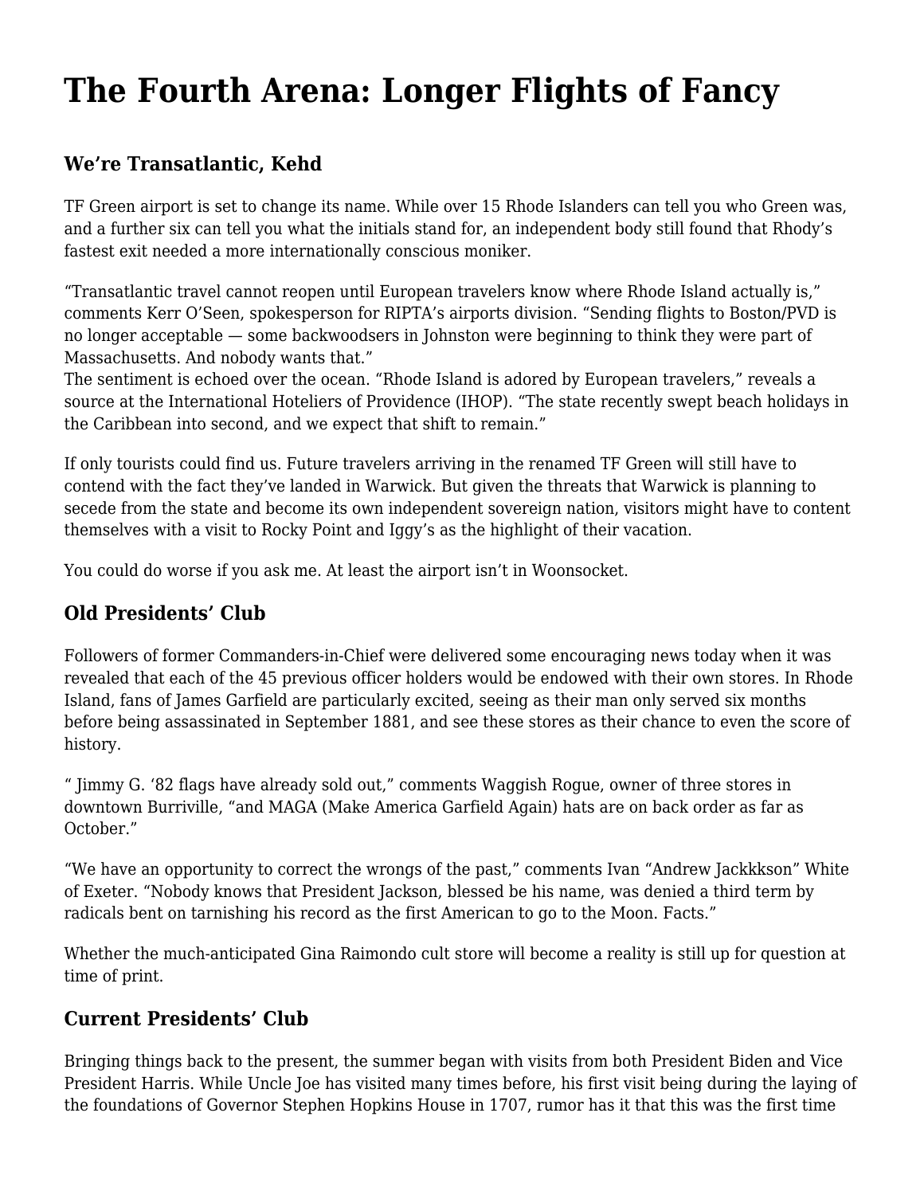# The Fourth Arena: Longer Flights of Fancy

## We're Transatlantic, Kehd

TF Green airport is set to change its name. While over 15 Rhode Islanders can tell you who Green was, and a further six can tell you what the initials stand for, an independent body still found that Rhody's fastest exit needed a more internationally conscious moniker.

"Transatlantic travel cannot reopen until European travelers know where Rhode Island actually is," comments Kerr O'Seen, spokesperson for RIPTA's airports division. "Sending flights to Boston/PVD is no longer acceptable — some backwoodsers in Johnston were beginning to think they were part of Massachusetts. And nobody wants that."
The sentiment is echoed over the ocean. "Rhode Island is adored by European travelers," reveals a source at the International Hoteliers of Providence (IHOP). "The state recently swept beach holidays in the Caribbean into second, and we expect that shift to remain."

If only tourists could find us. Future travelers arriving in the renamed TF Green will still have to contend with the fact they've landed in Warwick. But given the threats that Warwick is planning to secede from the state and become its own independent sovereign nation, visitors might have to content themselves with a visit to Rocky Point and Iggy's as the highlight of their vacation.

You could do worse if you ask me. At least the airport isn't in Woonsocket.

## Old Presidents' Club

Followers of former Commanders-in-Chief were delivered some encouraging news today when it was revealed that each of the 45 previous officer holders would be endowed with their own stores. In Rhode Island, fans of James Garfield are particularly excited, seeing as their man only served six months before being assassinated in September 1881, and see these stores as their chance to even the score of history.

" Jimmy G. '82 flags have already sold out," comments Waggish Rogue, owner of three stores in downtown Burriville, "and MAGA (Make America Garfield Again) hats are on back order as far as October."

"We have an opportunity to correct the wrongs of the past," comments Ivan "Andrew Jackkkson" White of Exeter. "Nobody knows that President Jackson, blessed be his name, was denied a third term by radicals bent on tarnishing his record as the first American to go to the Moon. Facts."

Whether the much-anticipated Gina Raimondo cult store will become a reality is still up for question at time of print.

## Current Presidents' Club

Bringing things back to the present, the summer began with visits from both President Biden and Vice President Harris. While Uncle Joe has visited many times before, his first visit being during the laying of the foundations of Governor Stephen Hopkins House in 1707, rumor has it that this was the first time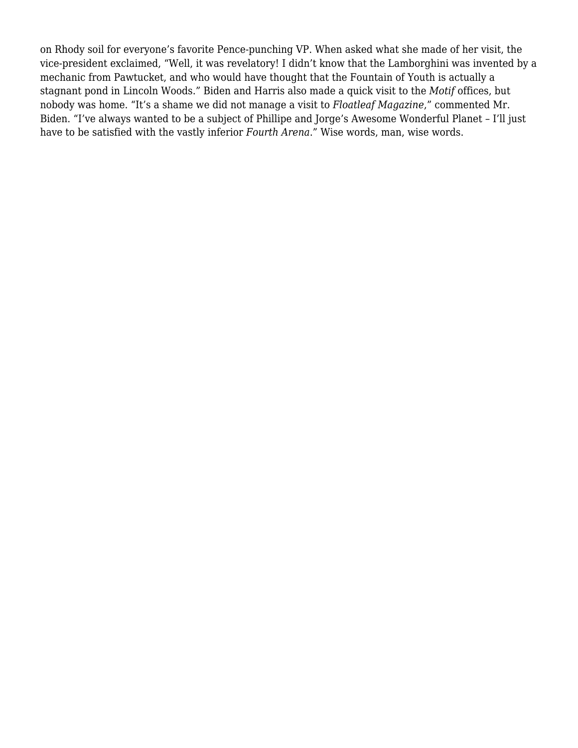on Rhody soil for everyone's favorite Pence-punching VP. When asked what she made of her visit, the vice-president exclaimed, "Well, it was revelatory! I didn't know that the Lamborghini was invented by a mechanic from Pawtucket, and who would have thought that the Fountain of Youth is actually a stagnant pond in Lincoln Woods." Biden and Harris also made a quick visit to the *Motif* offices, but nobody was home. "It's a shame we did not manage a visit to *Floatleaf Magazine*," commented Mr. Biden. "I've always wanted to be a subject of Phillipe and Jorge's Awesome Wonderful Planet – I'll just have to be satisfied with the vastly inferior *Fourth Arena*." Wise words, man, wise words.